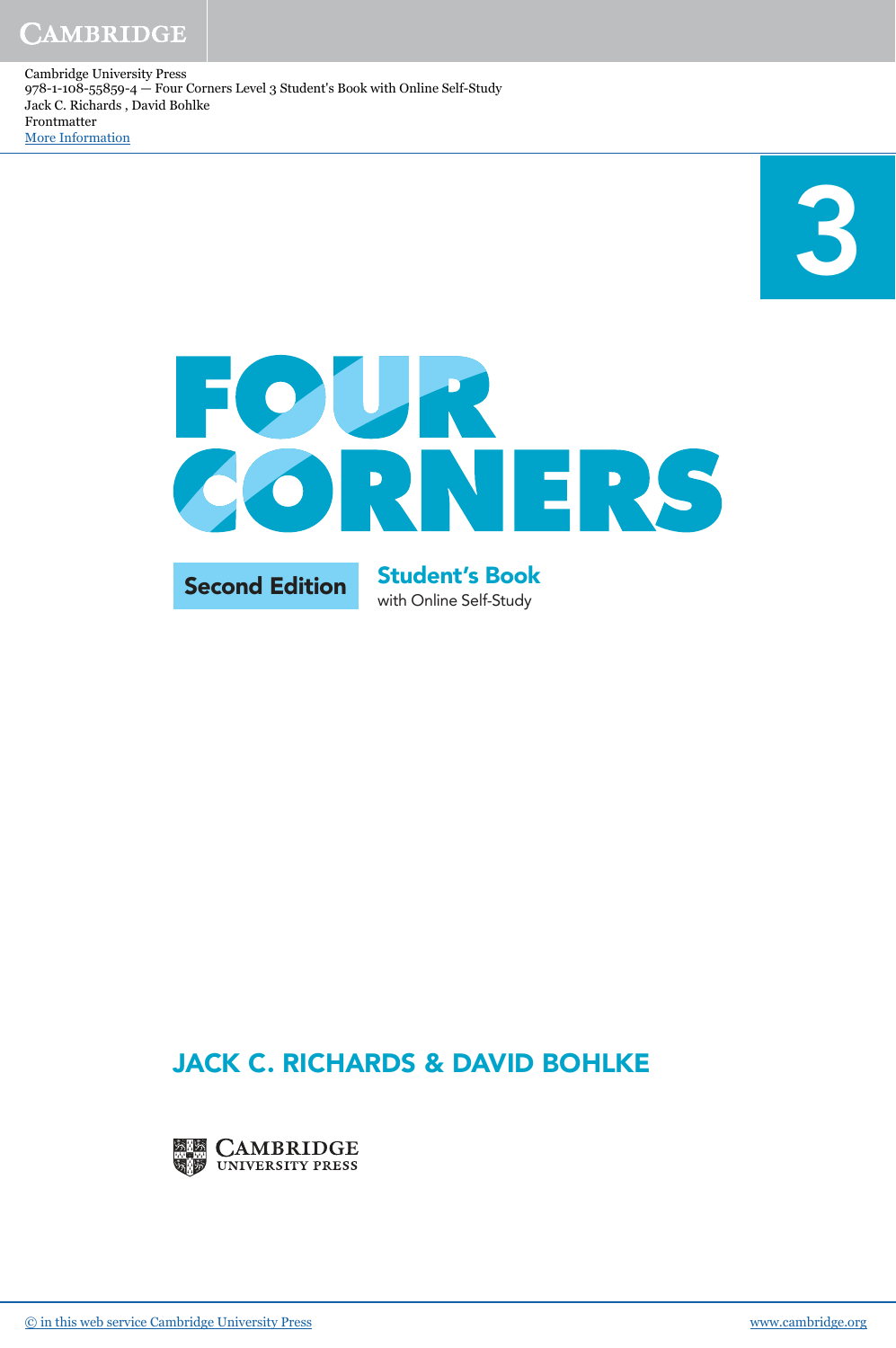Cambridge University Press
978-1-108-55859-4 — Four Corners Level 3 Student's Book with Online Self-Study
Jack C. Richards , David Bohlke
Frontmatter
More Information

3

# FOUR CORNERS

**Second Edition**

**Student's Book**
with Online Self-Study

## JACK C. RICHARDS & DAVID BOHLKE

CAMBRIDGE
UNIVERSITY PRESS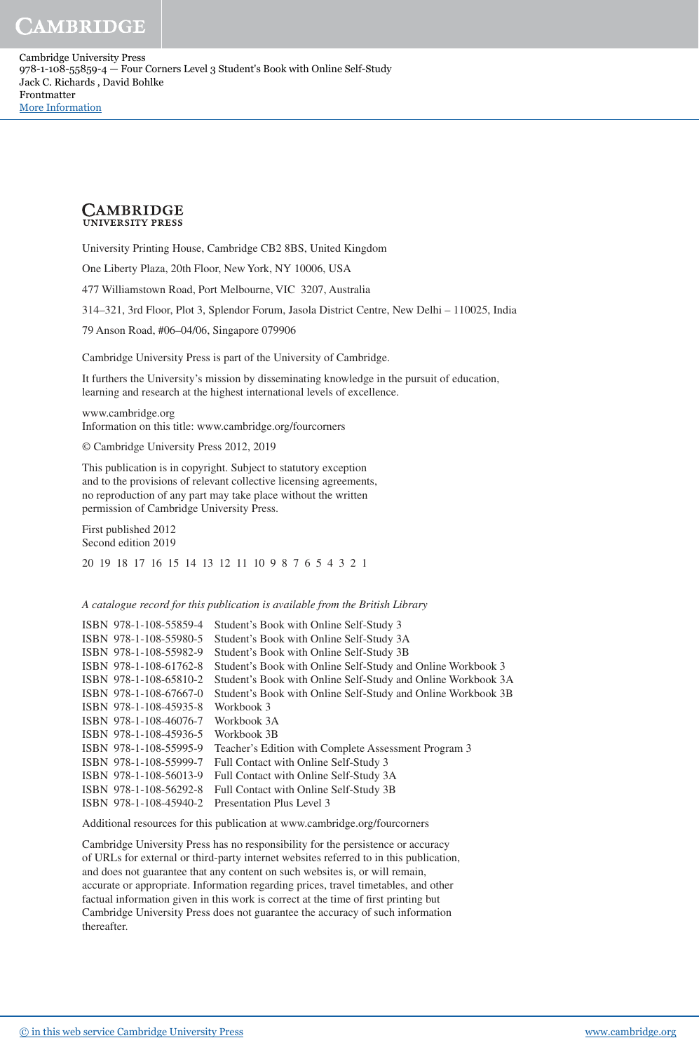Cambridge University Press
978-1-108-55859-4 — Four Corners Level 3 Student's Book with Online Self-Study
Jack C. Richards , David Bohlke
Frontmatter
More Information

**CAMBRIDGE**
UNIVERSITY PRESS

University Printing House, Cambridge CB2 8BS, United Kingdom

One Liberty Plaza, 20th Floor, New York, NY 10006, USA

477 Williamstown Road, Port Melbourne, VIC 3207, Australia

314–321, 3rd Floor, Plot 3, Splendor Forum, Jasola District Centre, New Delhi – 110025, India

79 Anson Road, #06–04/06, Singapore 079906

Cambridge University Press is part of the University of Cambridge.

It furthers the University's mission by disseminating knowledge in the pursuit of education, learning and research at the highest international levels of excellence.

www.cambridge.org
Information on this title: www.cambridge.org/fourcorners

© Cambridge University Press 2012, 2019

This publication is in copyright. Subject to statutory exception and to the provisions of relevant collective licensing agreements, no reproduction of any part may take place without the written permission of Cambridge University Press.

First published 2012
Second edition 2019

20 19 18 17 16 15 14 13 12 11 10 9 8 7 6 5 4 3 2 1

*A catalogue record for this publication is available from the British Library*

ISBN 978-1-108-55859-4 Student's Book with Online Self-Study 3
ISBN 978-1-108-55980-5 Student's Book with Online Self-Study 3A
ISBN 978-1-108-55982-9 Student's Book with Online Self-Study 3B
ISBN 978-1-108-61762-8 Student's Book with Online Self-Study and Online Workbook 3
ISBN 978-1-108-65810-2 Student's Book with Online Self-Study and Online Workbook 3A
ISBN 978-1-108-67667-0 Student's Book with Online Self-Study and Online Workbook 3B
ISBN 978-1-108-45935-8 Workbook 3
ISBN 978-1-108-46076-7 Workbook 3A
ISBN 978-1-108-45936-5 Workbook 3B
ISBN 978-1-108-55995-9 Teacher's Edition with Complete Assessment Program 3
ISBN 978-1-108-55999-7 Full Contact with Online Self-Study 3
ISBN 978-1-108-56013-9 Full Contact with Online Self-Study 3A
ISBN 978-1-108-56292-8 Full Contact with Online Self-Study 3B
ISBN 978-1-108-45940-2 Presentation Plus Level 3

Additional resources for this publication at www.cambridge.org/fourcorners

Cambridge University Press has no responsibility for the persistence or accuracy of URLs for external or third-party internet websites referred to in this publication, and does not guarantee that any content on such websites is, or will remain, accurate or appropriate. Information regarding prices, travel timetables, and other factual information given in this work is correct at the time of first printing but Cambridge University Press does not guarantee the accuracy of such information thereafter.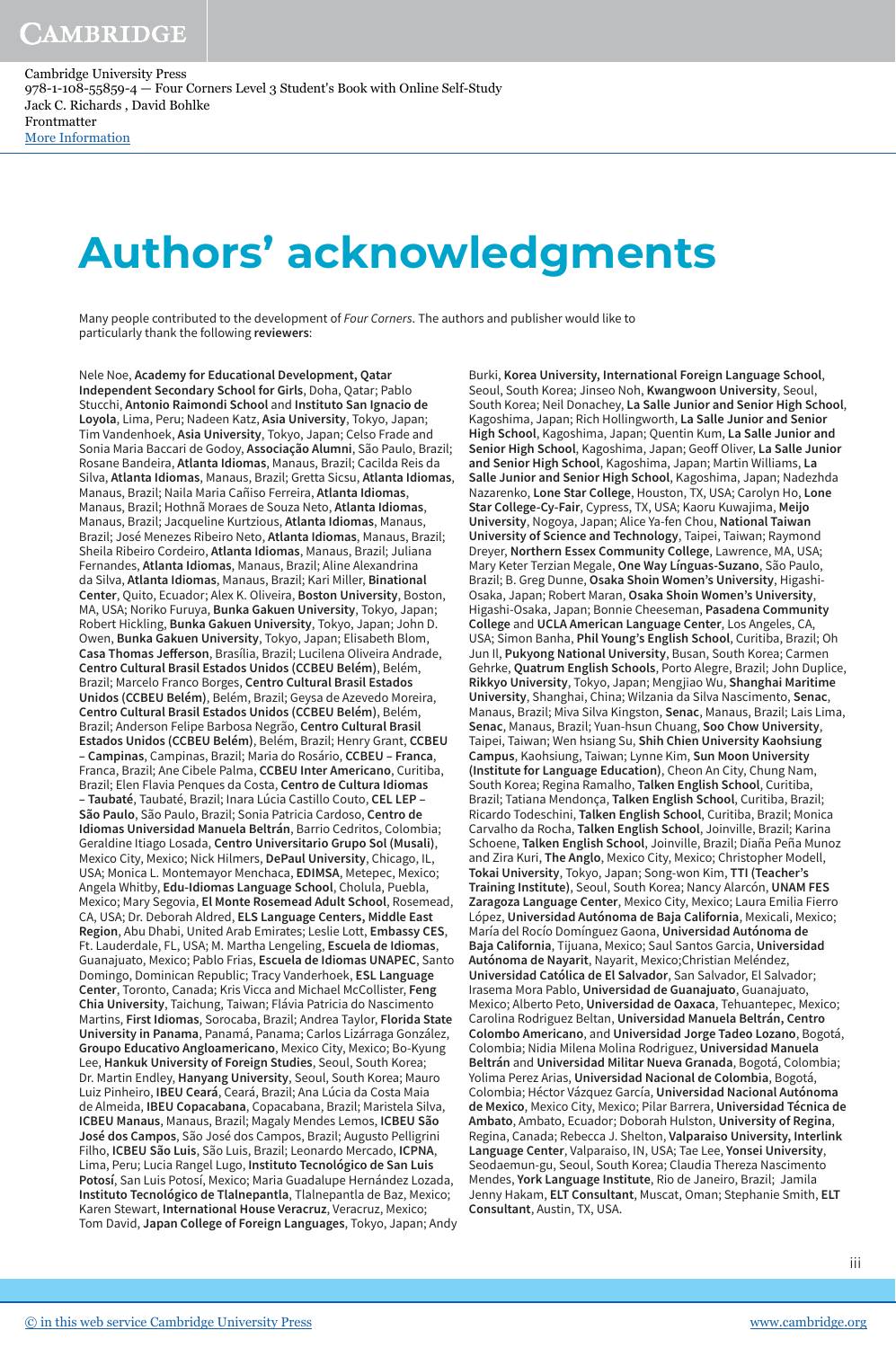# Authors' acknowledgments

Many people contributed to the development of *Four Corners*. The authors and publisher would like to particularly thank the following **reviewers**:

Nele Noe, **Academy for Educational Development, Qatar Independent Secondary School for Girls**, Doha, Qatar; Pablo Stucchi, **Antonio Raimondi School** and **Instituto San Ignacio de Loyola**, Lima, Peru; Nadeen Katz, **Asia University**, Tokyo, Japan; Tim Vandenhoek, **Asia University**, Tokyo, Japan; Celso Frade and Sonia Maria Baccari de Godoy, **Associação Alumni**, São Paulo, Brazil; Rosane Bandeira, **Atlanta Idiomas**, Manaus, Brazil; Cacilda Reis da Silva, **Atlanta Idiomas**, Manaus, Brazil; Gretta Sicsu, **Atlanta Idiomas**, Manaus, Brazil; Naila Maria Cañiso Ferreira, **Atlanta Idiomas**, Manaus, Brazil; Hothnã Moraes de Souza Neto, **Atlanta Idiomas**, Manaus, Brazil; Jacqueline Kurtzious, **Atlanta Idiomas**, Manaus, Brazil; José Menezes Ribeiro Neto, **Atlanta Idiomas**, Manaus, Brazil; Sheila Ribeiro Cordeiro, **Atlanta Idiomas**, Manaus, Brazil; Juliana Fernandes, **Atlanta Idiomas**, Manaus, Brazil; Aline Alexandrina da Silva, **Atlanta Idiomas**, Manaus, Brazil; Kari Miller, **Binational Center**, Quito, Ecuador; Alex K. Oliveira, **Boston University**, Boston, MA, USA; Noriko Furuya, **Bunka Gakuen University**, Tokyo, Japan; Robert Hickling, **Bunka Gakuen University**, Tokyo, Japan; John D. Owen, **Bunka Gakuen University**, Tokyo, Japan; Elisabeth Blom, **Casa Thomas Jefferson**, Brasília, Brazil; Lucilena Oliveira Andrade, **Centro Cultural Brasil Estados Unidos (CCBEU Belém)**, Belém, Brazil; Marcelo Franco Borges, **Centro Cultural Brasil Estados Unidos (CCBEU Belém)**, Belém, Brazil; Geysa de Azevedo Moreira, **Centro Cultural Brasil Estados Unidos (CCBEU Belém)**, Belém, Brazil; Anderson Felipe Barbosa Negrão, **Centro Cultural Brasil Estados Unidos (CCBEU Belém)**, Belém, Brazil; Henry Grant, **CCBEU – Campinas**, Campinas, Brazil; Maria do Rosário, **CCBEU – Franca**, Franca, Brazil; Ane Cibele Palma, **CCBEU Inter Americano**, Curitiba, Brazil; Elen Flavia Penques da Costa, **Centro de Cultura Idiomas – Taubaté**, Taubaté, Brazil; Inara Lúcia Castillo Couto, **CEL LEP – São Paulo**, São Paulo, Brazil; Sonia Patricia Cardoso, **Centro de Idiomas Universidad Manuela Beltrán**, Barrio Cedritos, Colombia; Geraldine Itiago Losada, **Centro Universitario Grupo Sol (Musali)**, Mexico City, Mexico; Nick Hilmers, **DePaul University**, Chicago, IL, USA; Monica L. Montemayor Menchaca, **EDIMSA**, Metepec, Mexico; Angela Whitby, **Edu-Idiomas Language School**, Cholula, Puebla, Mexico; Mary Segovia, **El Monte Rosemead Adult School**, Rosemead, CA, USA; Dr. Deborah Aldred, **ELS Language Centers, Middle East Region**, Abu Dhabi, United Arab Emirates; Leslie Lott, **Embassy CES**, Ft. Lauderdale, FL, USA; M. Martha Lengeling, **Escuela de Idiomas**, Guanajuato, Mexico; Pablo Frias, **Escuela de Idiomas UNAPEC**, Santo Domingo, Dominican Republic; Tracy Vanderhoek, **ESL Language Center**, Toronto, Canada; Kris Vicca and Michael McCollister, **Feng Chia University**, Taichung, Taiwan; Flávia Patricia do Nascimento Martins, **First Idiomas**, Sorocaba, Brazil; Andrea Taylor, **Florida State University in Panama**, Panamá, Panama; Carlos Lizárraga González, **Groupo Educativo Angloamericano**, Mexico City, Mexico; Bo-Kyung Lee, **Hankuk University of Foreign Studies**, Seoul, South Korea; Dr. Martin Endley, **Hanyang University**, Seoul, South Korea; Mauro Luiz Pinheiro, **IBEU Ceará**, Ceará, Brazil; Ana Lúcia da Costa Maia de Almeida, **IBEU Copacabana**, Copacabana, Brazil; Maristela Silva, **ICBEU Manaus**, Manaus, Brazil; Magaly Mendes Lemos, **ICBEU São José dos Campos**, São José dos Campos, Brazil; Augusto Pelligrini Filho, **ICBEU São Luis**, São Luis, Brazil; Leonardo Mercado, **ICPNA**, Lima, Peru; Lucia Rangel Lugo, **Instituto Tecnológico de San Luis Potosí**, San Luis Potosí, Mexico; Maria Guadalupe Hernández Lozada, **Instituto Tecnológico de Tlalnepantla**, Tlalnepantla de Baz, Mexico; Karen Stewart, **International House Veracruz**, Veracruz, Mexico; Tom David, **Japan College of Foreign Languages**, Tokyo, Japan; Andy Burki, **Korea University, International Foreign Language School**, Seoul, South Korea; Jinseo Noh, **Kwangwoon University**, Seoul, South Korea; Neil Donachey, **La Salle Junior and Senior High School**, Kagoshima, Japan; Rich Hollingworth, **La Salle Junior and Senior High School**, Kagoshima, Japan; Quentin Kum, **La Salle Junior and Senior High School**, Kagoshima, Japan; Geoff Oliver, **La Salle Junior and Senior High School**, Kagoshima, Japan; Martin Williams, **La Salle Junior and Senior High School**, Kagoshima, Japan; Nadezhda Nazarenko, **Lone Star College**, Houston, TX, USA; Carolyn Ho, **Lone Star College-Cy-Fair**, Cypress, TX, USA; Kaoru Kuwajima, **Meijo University**, Nogoya, Japan; Alice Ya-fen Chou, **National Taiwan University of Science and Technology**, Taipei, Taiwan; Raymond Dreyer, **Northern Essex Community College**, Lawrence, MA, USA; Mary Keter Terzian Megale, **One Way Línguas-Suzano**, São Paulo, Brazil; B. Greg Dunne, **Osaka Shoin Women's University**, Higashi-Osaka, Japan; Robert Maran, **Osaka Shoin Women's University**, Higashi-Osaka, Japan; Bonnie Cheeseman, **Pasadena Community College** and **UCLA American Language Center**, Los Angeles, CA, USA; Simon Banha, **Phil Young's English School**, Curitiba, Brazil; Oh Jun Il, **Pukyong National University**, Busan, South Korea; Carmen Gehrke, **Quatrum English Schools**, Porto Alegre, Brazil; John Duplice, **Rikkyo University**, Tokyo, Japan; Mengjiao Wu, **Shanghai Maritime University**, Shanghai, China; Wilzania da Silva Nascimento, **Senac**, Manaus, Brazil; Miva Silva Kingston, **Senac**, Manaus, Brazil; Lais Lima, **Senac**, Manaus, Brazil; Yuan-hsun Chuang, **Soo Chow University**, Taipei, Taiwan; Wen hsiang Su, **Shih Chien University Kaohsiung Campus**, Kaohsiung, Taiwan; Lynne Kim, **Sun Moon University (Institute for Language Education)**, Cheon An City, Chung Nam, South Korea; Regina Ramalho, **Talken English School**, Curitiba, Brazil; Tatiana Mendonça, **Talken English School**, Curitiba, Brazil; Ricardo Todeschini, **Talken English School**, Curitiba, Brazil; Monica Carvalho da Rocha, **Talken English School**, Joinville, Brazil; Karina Schoene, **Talken English School**, Joinville, Brazil; Diaña Peña Munoz and Zira Kuri, **The Anglo**, Mexico City, Mexico; Christopher Modell, **Tokai University**, Tokyo, Japan; Song-won Kim, **TTI (Teacher's Training Institute)**, Seoul, South Korea; Nancy Alarcón, **UNAM FES Zaragoza Language Center**, Mexico City, Mexico; Laura Emilia Fierro López, **Universidad Autónoma de Baja California**, Mexicali, Mexico; María del Rocío Domínguez Gaona, **Universidad Autónoma de Baja California**, Tijuana, Mexico; Saul Santos Garcia, **Universidad Autónoma de Nayarit**, Nayarit, Mexico;Christian Meléndez, **Universidad Católica de El Salvador**, San Salvador, El Salvador; Irasema Mora Pablo, **Universidad de Guanajuato**, Guanajuato, Mexico; Alberto Peto, **Universidad de Oaxaca**, Tehuantepec, Mexico; Carolina Rodriguez Beltan, **Universidad Manuela Beltrán, Centro Colombo Americano**, and **Universidad Jorge Tadeo Lozano**, Bogotá, Colombia; Nidia Milena Molina Rodriguez, **Universidad Manuela Beltrán** and **Universidad Militar Nueva Granada**, Bogotá, Colombia; Yolima Perez Arias, **Universidad Nacional de Colombia**, Bogotá, Colombia; Héctor Vázquez García, **Universidad Nacional Autónoma de Mexico**, Mexico City, Mexico; Pilar Barrera, **Universidad Técnica de Ambato**, Ambato, Ecuador; Doborah Hulston, **University of Regina**, Regina, Canada; Rebecca J. Shelton, **Valparaiso University, Interlink Language Center**, Valparaiso, IN, USA; Tae Lee, **Yonsei University**, Seodaemun-gu, Seoul, South Korea; Claudia Thereza Nascimento Mendes, **York Language Institute**, Rio de Janeiro, Brazil; Jamila Jenny Hakam, **ELT Consultant**, Muscat, Oman; Stephanie Smith, **ELT Consultant**, Austin, TX, USA.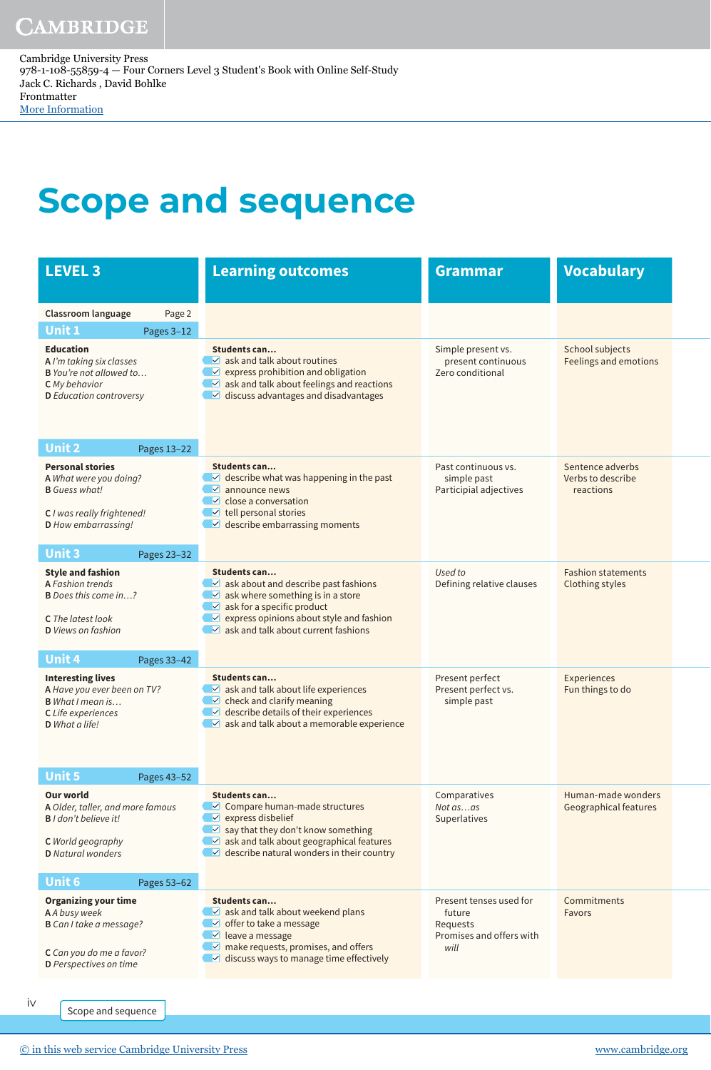# Scope and sequence

| LEVEL 3 | Learning outcomes | Grammar | Vocabulary |
|---|---|---|---|
| **Classroom language** Page 2 | | | |
| **Unit 1** Pages 3–12 | | | |
| **Education**<br>A *I'm taking six classes*<br>B *You're not allowed to…*<br>C *My behavior*<br>D *Education controversy* | **Students can…**<br>☑ ask and talk about routines<br>☑ express prohibition and obligation<br>☑ ask and talk about feelings and reactions<br>☑ discuss advantages and disadvantages | Simple present vs. present continuous<br>Zero conditional | School subjects<br>Feelings and emotions |
| **Unit 2** Pages 13–22 | | | |
| **Personal stories**<br>A *What were you doing?*<br>B *Guess what!*<br>C *I was really frightened!*<br>D *How embarrassing!* | **Students can…**<br>☑ describe what was happening in the past<br>☑ announce news<br>☑ close a conversation<br>☑ tell personal stories<br>☑ describe embarrassing moments | Past continuous vs. simple past<br>Participial adjectives | Sentence adverbs<br>Verbs to describe reactions |
| **Unit 3** Pages 23–32 | | | |
| **Style and fashion**<br>A *Fashion trends*<br>B *Does this come in…?*<br>C *The latest look*<br>D *Views on fashion* | **Students can…**<br>☑ ask about and describe past fashions<br>☑ ask where something is in a store<br>☑ ask for a specific product<br>☑ express opinions about style and fashion<br>☑ ask and talk about current fashions | *Used to*<br>Defining relative clauses | Fashion statements<br>Clothing styles |
| **Unit 4** Pages 33–42 | | | |
| **Interesting lives**<br>A *Have you ever been on TV?*<br>B *What I mean is…*<br>C *Life experiences*<br>D *What a life!* | **Students can…**<br>☑ ask and talk about life experiences<br>☑ check and clarify meaning<br>☑ describe details of their experiences<br>☑ ask and talk about a memorable experience | Present perfect<br>Present perfect vs. simple past | Experiences<br>Fun things to do |
| **Unit 5** Pages 43–52 | | | |
| **Our world**<br>A *Older, taller, and more famous*<br>B *I don't believe it!*<br>C *World geography*<br>D *Natural wonders* | **Students can…**<br>☑ Compare human-made structures<br>☑ express disbelief<br>☑ say that they don't know something<br>☑ ask and talk about geographical features<br>☑ describe natural wonders in their country | Comparatives<br>*Not as…as*<br>Superlatives | Human-made wonders<br>Geographical features |
| **Unit 6** Pages 53–62 | | | |
| **Organizing your time**<br>A *A busy week*<br>B *Can I take a message?*<br>C *Can you do me a favor?*<br>D *Perspectives on time* | **Students can…**<br>☑ ask and talk about weekend plans<br>☑ offer to take a message<br>☑ leave a message<br>☑ make requests, promises, and offers<br>☑ discuss ways to manage time effectively | Present tenses used for future<br>Requests<br>Promises and offers with *will* | Commitments<br>Favors |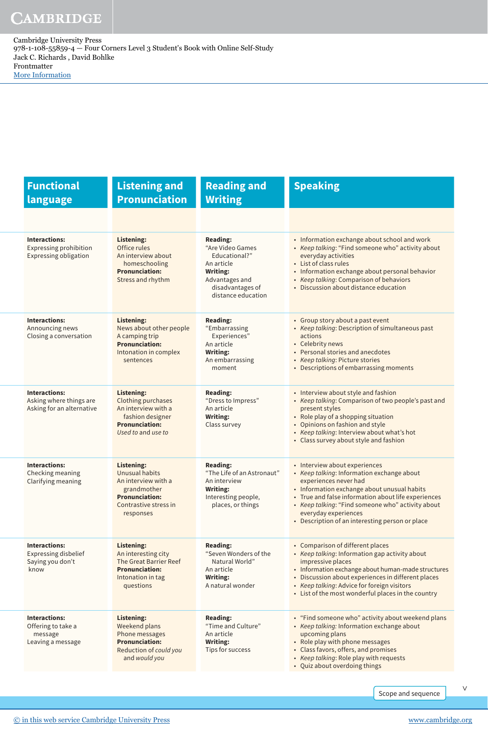Cambridge University Press
978-1-108-55859-4 — Four Corners Level 3 Student's Book with Online Self-Study
Jack C. Richards , David Bohlke
Frontmatter
More Information

| Functional language | Listening and Pronunciation | Reading and Writing | Speaking |
|---|---|---|---|
| **Interactions:**<br>Expressing prohibition<br>Expressing obligation | **Listening:**<br>Office rules<br>An interview about homeschooling<br>**Pronunciation:**<br>Stress and rhythm | **Reading:**<br>"Are Video Games Educational?"<br>An article<br>**Writing:**<br>Advantages and disadvantages of distance education | • Information exchange about school and work<br>• *Keep talking*: "Find someone who" activity about everyday activities<br>• List of class rules<br>• Information exchange about personal behavior<br>• *Keep talking*: Comparison of behaviors<br>• Discussion about distance education |
| **Interactions:**<br>Announcing news<br>Closing a conversation | **Listening:**<br>News about other people<br>A camping trip<br>**Pronunciation:**<br>Intonation in complex sentences | **Reading:**<br>"Embarrassing Experiences"<br>An article<br>**Writing:**<br>An embarrassing moment | • Group story about a past event<br>• *Keep talking*: Description of simultaneous past actions<br>• Celebrity news<br>• Personal stories and anecdotes<br>• *Keep talking*: Picture stories<br>• Descriptions of embarrassing moments |
| **Interactions:**<br>Asking where things are<br>Asking for an alternative | **Listening:**<br>Clothing purchases<br>An interview with a fashion designer<br>**Pronunciation:**<br>*Used to* and *use to* | **Reading:**<br>"Dress to Impress"<br>An article<br>**Writing:**<br>Class survey | • Interview about style and fashion<br>• *Keep talking*: Comparison of two people's past and present styles<br>• Role play of a shopping situation<br>• Opinions on fashion and style<br>• *Keep talking*: Interview about what's hot<br>• Class survey about style and fashion |
| **Interactions:**<br>Checking meaning<br>Clarifying meaning | **Listening:**<br>Unusual habits<br>An interview with a grandmother<br>**Pronunciation:**<br>Contrastive stress in responses | **Reading:**<br>"The Life of an Astronaut"<br>An interview<br>**Writing:**<br>Interesting people, places, or things | • Interview about experiences<br>• *Keep talking*: Information exchange about experiences never had<br>• Information exchange about unusual habits<br>• True and false information about life experiences<br>• *Keep talking*: "Find someone who" activity about everyday experiences<br>• Description of an interesting person or place |
| **Interactions:**<br>Expressing disbelief<br>Saying you don't know | **Listening:**<br>An interesting city<br>The Great Barrier Reef<br>**Pronunciation:**<br>Intonation in tag questions | **Reading:**<br>"Seven Wonders of the Natural World"<br>An article<br>**Writing:**<br>A natural wonder | • Comparison of different places<br>• *Keep talking*: Information gap activity about impressive places<br>• Information exchange about human-made structures<br>• Discussion about experiences in different places<br>• *Keep talking*: Advice for foreign visitors<br>• List of the most wonderful places in the country |
| **Interactions:**<br>Offering to take a message<br>Leaving a message | **Listening:**<br>Weekend plans<br>Phone messages<br>**Pronunciation:**<br>Reduction of *could you* and *would you* | **Reading:**<br>"Time and Culture"<br>An article<br>**Writing:**<br>Tips for success | • "Find someone who" activity about weekend plans<br>• *Keep talking*: Information exchange about upcoming plans<br>• Role play with phone messages<br>• Class favors, offers, and promises<br>• *Keep talking*: Role play with requests<br>• Quiz about overdoing things |

Scope and sequence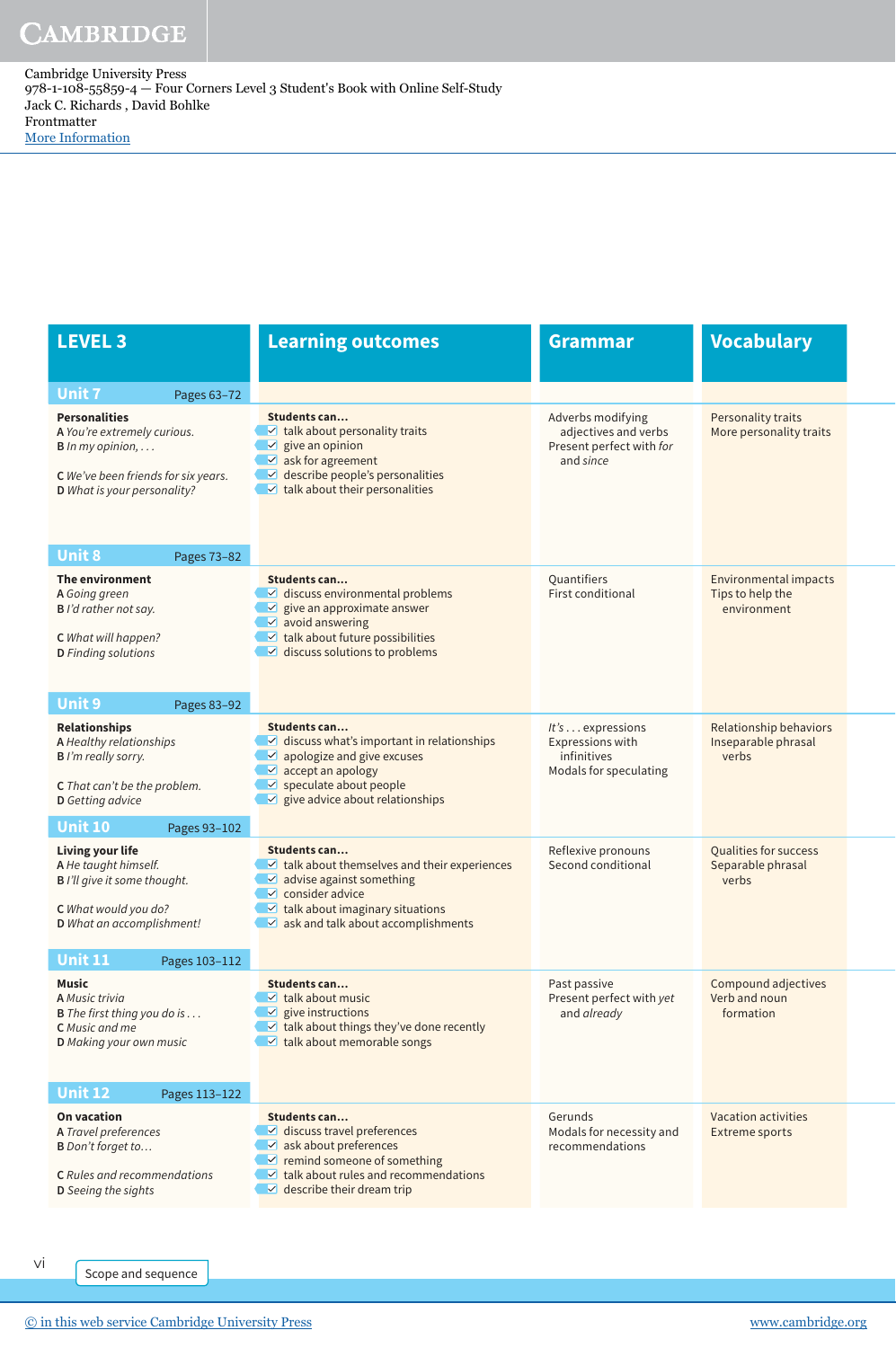Cambridge University Press
978-1-108-55859-4 — Four Corners Level 3 Student's Book with Online Self-Study
Jack C. Richards , David Bohlke
Frontmatter
More Information

| LEVEL 3 | Learning outcomes | Grammar | Vocabulary |
|---|---|---|---|
| **Unit 7** Pages 63–72 | | | |
| **Personalities**<br>**A** *You're extremely curious.*<br>**B** *In my opinion, . . .*<br>**C** *We've been friends for six years.*<br>**D** *What is your personality?* | **Students can...**<br>☑ talk about personality traits<br>☑ give an opinion<br>☑ ask for agreement<br>☑ describe people's personalities<br>☑ talk about their personalities | Adverbs modifying adjectives and verbs<br>Present perfect with *for* and *since* | Personality traits<br>More personality traits |
| **Unit 8** Pages 73–82 | | | |
| **The environment**<br>**A** *Going green*<br>**B** *I'd rather not say.*<br>**C** *What will happen?*<br>**D** *Finding solutions* | **Students can...**<br>☑ discuss environmental problems<br>☑ give an approximate answer<br>☑ avoid answering<br>☑ talk about future possibilities<br>☑ discuss solutions to problems | Quantifiers<br>First conditional | Environmental impacts<br>Tips to help the environment |
| **Unit 9** Pages 83–92 | | | |
| **Relationships**<br>**A** *Healthy relationships*<br>**B** *I'm really sorry.*<br>**C** *That can't be the problem.*<br>**D** *Getting advice* | **Students can...**<br>☑ discuss what's important in relationships<br>☑ apologize and give excuses<br>☑ accept an apology<br>☑ speculate about people<br>☑ give advice about relationships | *It's . . .* expressions<br>Expressions with infinitives<br>Modals for speculating | Relationship behaviors<br>Inseparable phrasal verbs |
| **Unit 10** Pages 93–102 | | | |
| **Living your life**<br>**A** *He taught himself.*<br>**B** *I'll give it some thought.*<br>**C** *What would you do?*<br>**D** *What an accomplishment!* | **Students can...**<br>☑ talk about themselves and their experiences<br>☑ advise against something<br>☑ consider advice<br>☑ talk about imaginary situations<br>☑ ask and talk about accomplishments | Reflexive pronouns<br>Second conditional | Qualities for success<br>Separable phrasal verbs |
| **Unit 11** Pages 103–112 | | | |
| **Music**<br>**A** *Music trivia*<br>**B** *The first thing you do is . . .*<br>**C** *Music and me*<br>**D** *Making your own music* | **Students can...**<br>☑ talk about music<br>☑ give instructions<br>☑ talk about things they've done recently<br>☑ talk about memorable songs | Past passive<br>Present perfect with *yet* and *already* | Compound adjectives<br>Verb and noun formation |
| **Unit 12** Pages 113–122 | | | |
| **On vacation**<br>**A** *Travel preferences*<br>**B** *Don't forget to . . .*<br>**C** *Rules and recommendations*<br>**D** *Seeing the sights* | **Students can...**<br>☑ discuss travel preferences<br>☑ ask about preferences<br>☑ remind someone of something<br>☑ talk about rules and recommendations<br>☑ describe their dream trip | Gerunds<br>Modals for necessity and recommendations | Vacation activities<br>Extreme sports |

Scope and sequence

© in this web service Cambridge University Press www.cambridge.org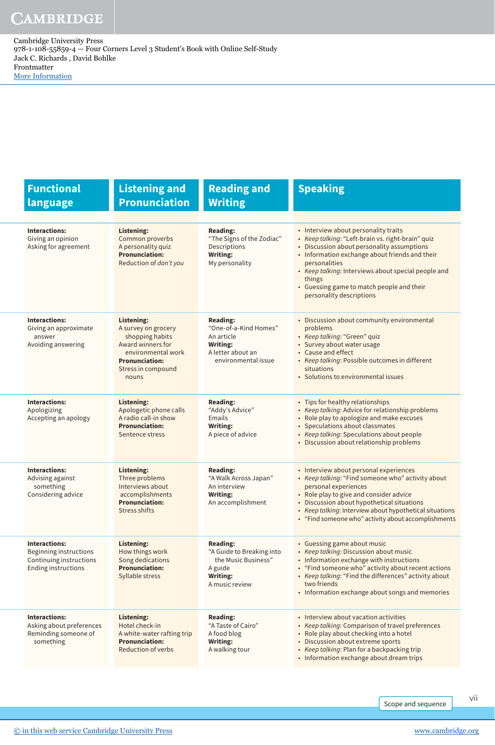Cambridge University Press
978-1-108-55859-4 — Four Corners Level 3 Student's Book with Online Self-Study
Jack C. Richards , David Bohlke
Frontmatter
More Information

| Functional language | Listening and Pronunciation | Reading and Writing | Speaking |
|---|---|---|---|
| **Interactions:**<br>Giving an opinion<br>Asking for agreement | **Listening:**<br>Common proverbs<br>A personality quiz<br>**Pronunciation:**<br>Reduction of *don't you* | **Reading:**<br>"The Signs of the Zodiac"<br>Descriptions<br>**Writing:**<br>My personality | • Interview about personality traits<br>• *Keep talking*: "Left-brain vs. right-brain" quiz<br>• Discussion about personality assumptions<br>• Information exchange about friends and their personalities<br>• *Keep talking*: Interviews about special people and things<br>• Guessing game to match people and their personality descriptions |
| **Interactions:**<br>Giving an approximate answer<br>Avoiding answering | **Listening:**<br>A survey on grocery shopping habits<br>Award winners for environmental work<br>**Pronunciation:**<br>Stress in compound nouns | **Reading:**<br>"One-of-a-Kind Homes"<br>An article<br>**Writing:**<br>A letter about an environmental issue | • Discussion about community environmental problems<br>• *Keep talking*: "Green" quiz<br>• Survey about water usage<br>• Cause and effect<br>• *Keep talking*: Possible outcomes in different situations<br>• Solutions to environmental issues |
| **Interactions:**<br>Apologizing<br>Accepting an apology | **Listening:**<br>Apologetic phone calls<br>A radio call-in show<br>**Pronunciation:**<br>Sentence stress | **Reading:**<br>"Addy's Advice"<br>Emails<br>**Writing:**<br>A piece of advice | • Tips for healthy relationships<br>• *Keep talking*: Advice for relationship problems<br>• Role play to apologize and make excuses<br>• Speculations about classmates<br>• *Keep talking*: Speculations about people<br>• Discussion about relationship problems |
| **Interactions:**<br>Advising against something<br>Considering advice | **Listening:**<br>Three problems<br>Interviews about accomplishments<br>**Pronunciation:**<br>Stress shifts | **Reading:**<br>"A Walk Across Japan"<br>An interview<br>**Writing:**<br>An accomplishment | • Interview about personal experiences<br>• *Keep talking*: "Find someone who" activity about personal experiences<br>• Role play to give and consider advice<br>• Discussion about hypothetical situations<br>• *Keep talking*: Interview about hypothetical situations<br>• "Find someone who" activity about accomplishments |
| **Interactions:**<br>Beginning instructions<br>Continuing instructions<br>Ending instructions | **Listening:**<br>How things work<br>Song dedications<br>**Pronunciation:**<br>Syllable stress | **Reading:**<br>"A Guide to Breaking into the Music Business"<br>A guide<br>**Writing:**<br>A music review | • Guessing game about music<br>• *Keep talking*: Discussion about music<br>• Information exchange with instructions<br>• "Find someone who" activity about recent actions<br>• *Keep talking*: "Find the differences" activity about two friends<br>• Information exchange about songs and memories |
| **Interactions:**<br>Asking about preferences<br>Reminding someone of something | **Listening:**<br>Hotel check-in<br>A white-water rafting trip<br>**Pronunciation:**<br>Reduction of verbs | **Reading:**<br>"A Taste of Cairo"<br>A food blog<br>**Writing:**<br>A walking tour | • Interview about vacation activities<br>• *Keep talking*: Comparison of travel preferences<br>• Role play about checking into a hotel<br>• Discussion about extreme sports<br>• *Keep talking*: Plan for a backpacking trip<br>• Information exchange about dream trips |

Scope and sequence

© in this web service Cambridge University Press www.cambridge.org